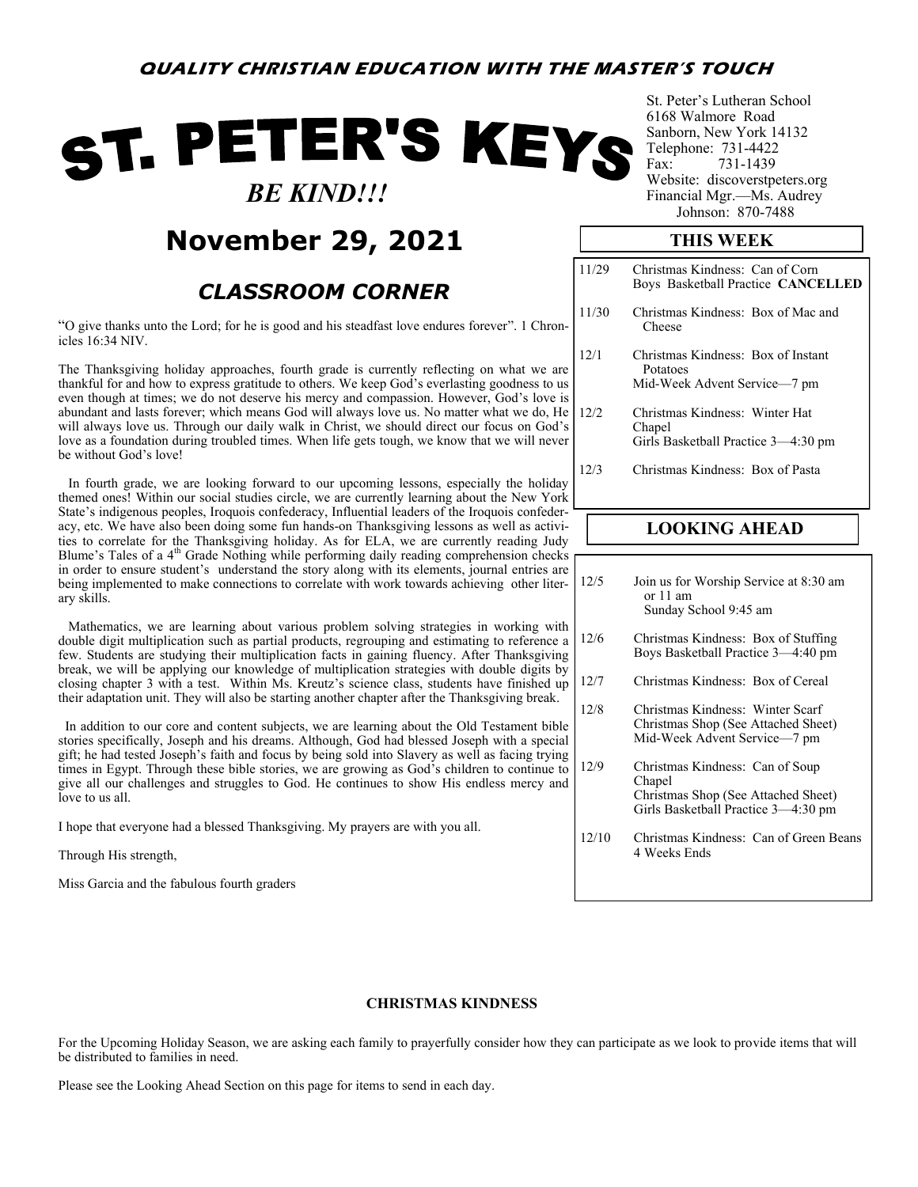**QUALITY CHRISTIAN EDUCATION WITH THE MASTER'S TOUCH**

# ST. PETER'S KEYS

*BE KIND!!!*

St. Peter's Lutheran School
6168 Walmore Road
Sanborn, New York 14132
Telephone: 731-4422
Fax: 731-1439
Website: discoverstpeters.org
Financial Mgr.—Ms. Audrey Johnson: 870-7488

## November 29, 2021

## *CLASSROOM CORNER*

"O give thanks unto the Lord; for he is good and his steadfast love endures forever". 1 Chronicles 16:34 NIV.

The Thanksgiving holiday approaches, fourth grade is currently reflecting on what we are thankful for and how to express gratitude to others. We keep God's everlasting goodness to us even though at times; we do not deserve his mercy and compassion. However, God's love is abundant and lasts forever; which means God will always love us. No matter what we do, He will always love us. Through our daily walk in Christ, we should direct our focus on God's love as a foundation during troubled times. When life gets tough, we know that we will never be without God's love!

In fourth grade, we are looking forward to our upcoming lessons, especially the holiday themed ones! Within our social studies circle, we are currently learning about the New York State's indigenous peoples, Iroquois confederacy, Influential leaders of the Iroquois confederacy, etc. We have also been doing some fun hands-on Thanksgiving lessons as well as activities to correlate for the Thanksgiving holiday. As for ELA, we are currently reading Judy Blume's Tales of a 4th Grade Nothing while performing daily reading comprehension checks in order to ensure student's understand the story along with its elements, journal entries are being implemented to make connections to correlate with work towards achieving other literary skills.

Mathematics, we are learning about various problem solving strategies in working with double digit multiplication such as partial products, regrouping and estimating to reference a few. Students are studying their multiplication facts in gaining fluency. After Thanksgiving break, we will be applying our knowledge of multiplication strategies with double digits by closing chapter 3 with a test. Within Ms. Kreutz's science class, students have finished up their adaptation unit. They will also be starting another chapter after the Thanksgiving break.

In addition to our core and content subjects, we are learning about the Old Testament bible stories specifically, Joseph and his dreams. Although, God had blessed Joseph with a special gift; he had tested Joseph's faith and focus by being sold into Slavery as well as facing trying times in Egypt. Through these bible stories, we are growing as God's children to continue to give all our challenges and struggles to God. He continues to show His endless mercy and love to us all.

I hope that everyone had a blessed Thanksgiving. My prayers are with you all.

Through His strength,

Miss Garcia and the fabulous fourth graders

## THIS WEEK

| | |
|---|---|
| 11/29 | Christmas Kindness: Can of Corn<br>Boys Basketball Practice **CANCELLED** |
| 11/30 | Christmas Kindness: Box of Mac and Cheese |
| 12/1 | Christmas Kindness: Box of Instant Potatoes<br>Mid-Week Advent Service—7 pm |
| 12/2 | Christmas Kindness: Winter Hat<br>Chapel<br>Girls Basketball Practice 3—4:30 pm |
| 12/3 | Christmas Kindness: Box of Pasta |

## LOOKING AHEAD

| | |
|---|---|
| 12/5 | Join us for Worship Service at 8:30 am or 11 am<br>Sunday School 9:45 am |
| 12/6 | Christmas Kindness: Box of Stuffing<br>Boys Basketball Practice 3—4:40 pm |
| 12/7 | Christmas Kindness: Box of Cereal |
| 12/8 | Christmas Kindness: Winter Scarf<br>Christmas Shop (See Attached Sheet)<br>Mid-Week Advent Service—7 pm |
| 12/9 | Christmas Kindness: Can of Soup<br>Chapel<br>Christmas Shop (See Attached Sheet)<br>Girls Basketball Practice 3—4:30 pm |
| 12/10 | Christmas Kindness: Can of Green Beans<br>4 Weeks Ends |

**CHRISTMAS KINDNESS**

For the Upcoming Holiday Season, we are asking each family to prayerfully consider how they can participate as we look to provide items that will be distributed to families in need.

Please see the Looking Ahead Section on this page for items to send in each day.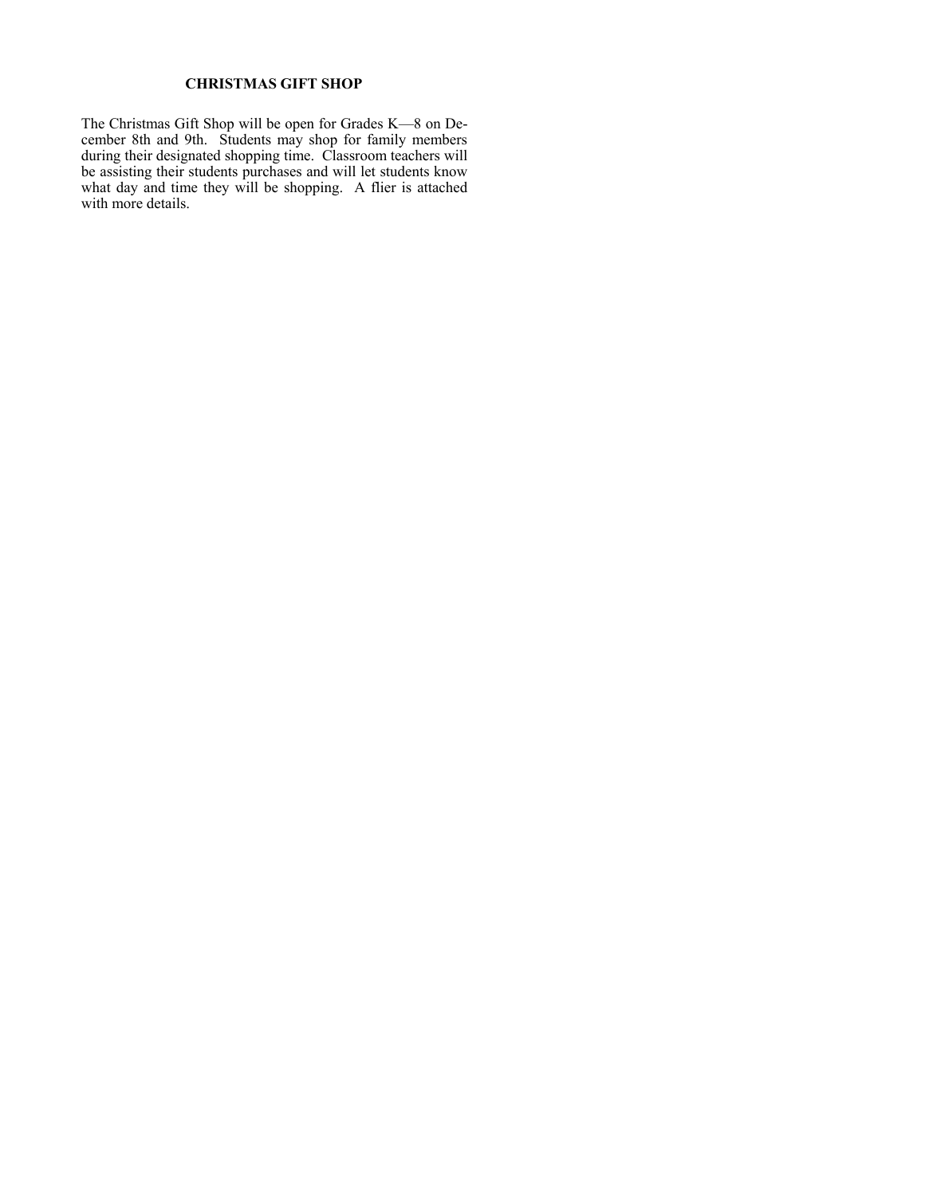## CHRISTMAS GIFT SHOP

The Christmas Gift Shop will be open for Grades K—8 on December 8th and 9th. Students may shop for family members during their designated shopping time. Classroom teachers will be assisting their students purchases and will let students know what day and time they will be shopping. A flier is attached with more details.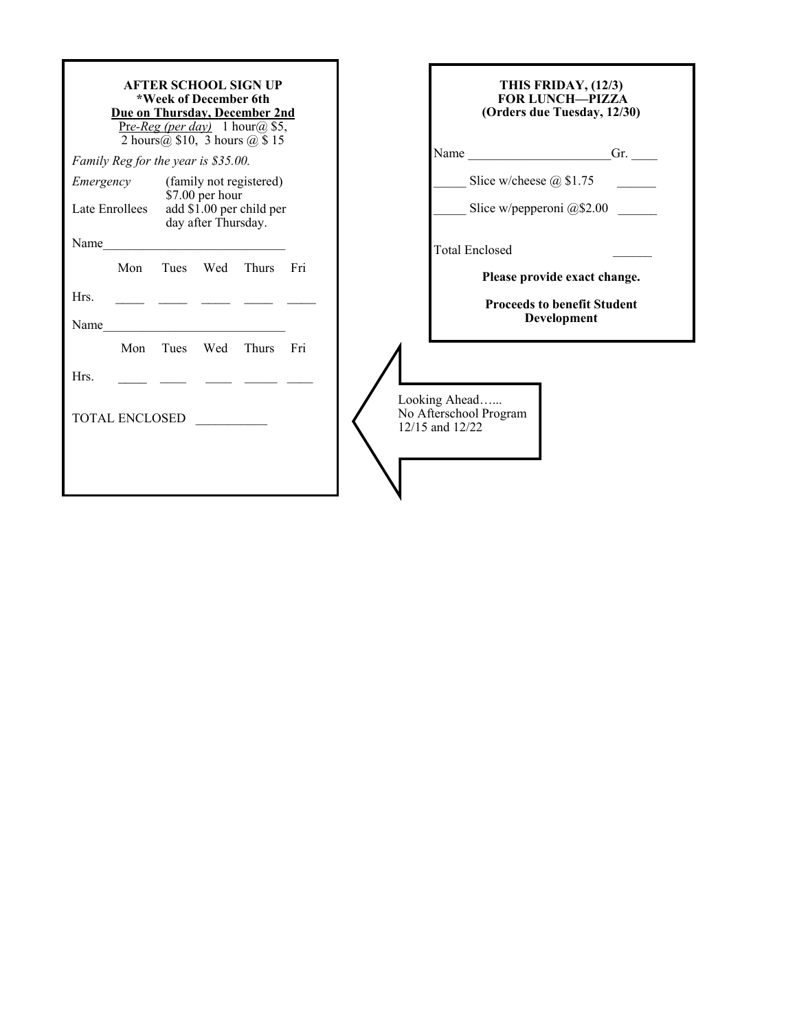## AFTER SCHOOL SIGN UP

**\*Week of December 6th**

**Due on Thursday, December 2nd**

Pre-*Reg (per day)* 1 hour@ $5, 2 hours@ $10, 3 hours @ $ 15

*Family Reg for the year is $35.00.*

*Emergency* (family not registered) $7.00 per hour

Late Enrollees add $1.00 per child per day after Thursday.

Name____________________________

|  | Mon | Tues | Wed | Thurs | Fri |
|---|---|---|---|---|---|
| Hrs. | ____ | ____ | ____ | ____ | ____ |

Name____________________________

|  | Mon | Tues | Wed | Thurs | Fri |
|---|---|---|---|---|---|
| Hrs. | ____ | ____ | ____ | ____ | ____ |

TOTAL ENCLOSED ___________

## THIS FRIDAY, (12/3) FOR LUNCH—PIZZA

**(Orders due Tuesday, 12/30)**

Name ______________________Gr. ____

_____ Slice w/cheese @ $1.75 ______

_____ Slice w/pepperoni @$2.00 ______

Total Enclosed ______

**Please provide exact change.**

**Proceeds to benefit Student Development**

Looking Ahead…...
No Afterschool Program
12/15 and 12/22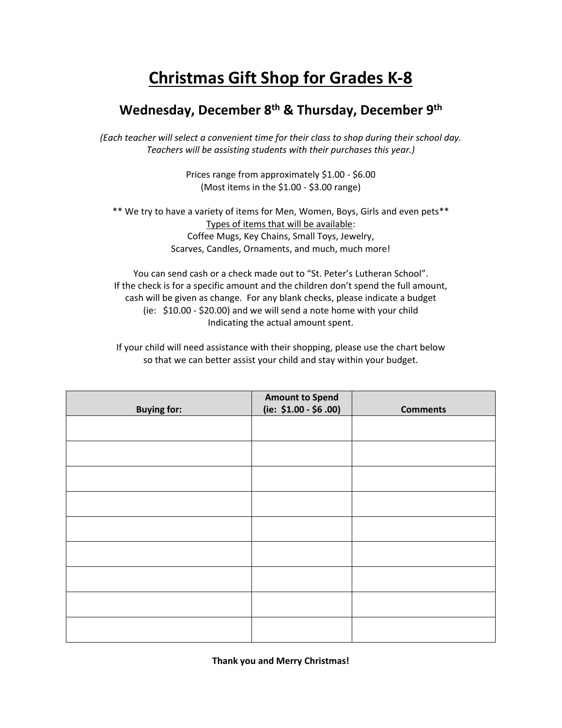# Christmas Gift Shop for Grades K-8

## Wednesday, December 8th & Thursday, December 9th

*(Each teacher will select a convenient time for their class to shop during their school day. Teachers will be assisting students with their purchases this year.)*

Prices range from approximately $1.00 - $6.00
(Most items in the $1.00 - $3.00 range)

** We try to have a variety of items for Men, Women, Boys, Girls and even pets**
<u>Types of items that will be available</u>:
Coffee Mugs, Key Chains, Small Toys, Jewelry,
Scarves, Candles, Ornaments, and much, much more!

You can send cash or a check made out to "St. Peter's Lutheran School".
If the check is for a specific amount and the children don't spend the full amount, cash will be given as change. For any blank checks, please indicate a budget (ie: $10.00 - $20.00) and we will send a note home with your child Indicating the actual amount spent.

If your child will need assistance with their shopping, please use the chart below so that we can better assist your child and stay within your budget.

| Buying for: | Amount to Spend (ie: $1.00 - $6 .00) | Comments |
|---|---|---|
| | | |
| | | |
| | | |
| | | |
| | | |
| | | |
| | | |
| | | |
| | | |

**Thank you and Merry Christmas!**